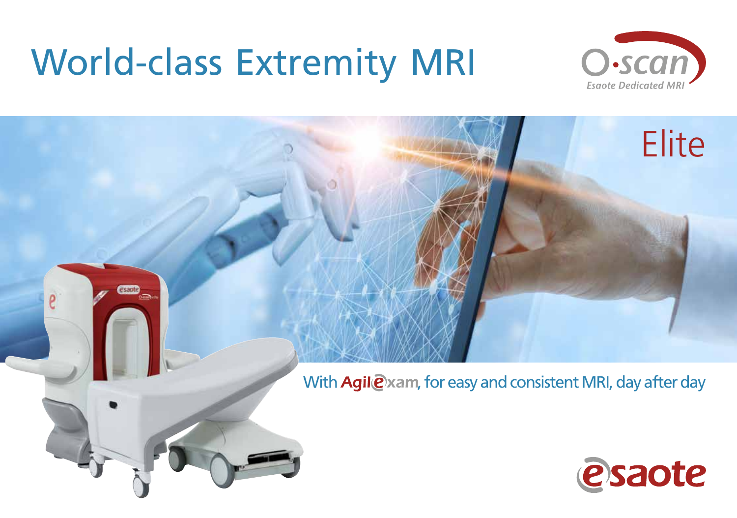# World-class Extremity MRI

O·scan
Esaote Dedicated MRI

Elite

With AgilExam, for easy and consistent MRI, day after day

esaote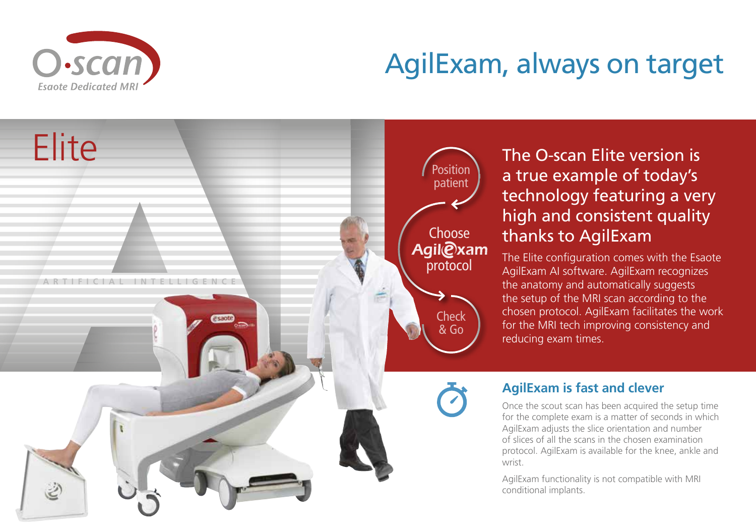# AgilExam, always on target

## Elite

ARTIFICIAL INTELLIGENCE

Position patient

Choose AgilExam protocol

Check & Go

### The O-scan Elite version is a true example of today's technology featuring a very high and consistent quality thanks to AgilExam

The Elite configuration comes with the Esaote AgilExam AI software. AgilExam recognizes the anatomy and automatically suggests the setup of the MRI scan according to the chosen protocol. AgilExam facilitates the work for the MRI tech improving consistency and reducing exam times.

### AgilExam is fast and clever

Once the scout scan has been acquired the setup time for the complete exam is a matter of seconds in which AgilExam adjusts the slice orientation and number of slices of all the scans in the chosen examination protocol. AgilExam is available for the knee, ankle and wrist.

AgilExam functionality is not compatible with MRI conditional implants.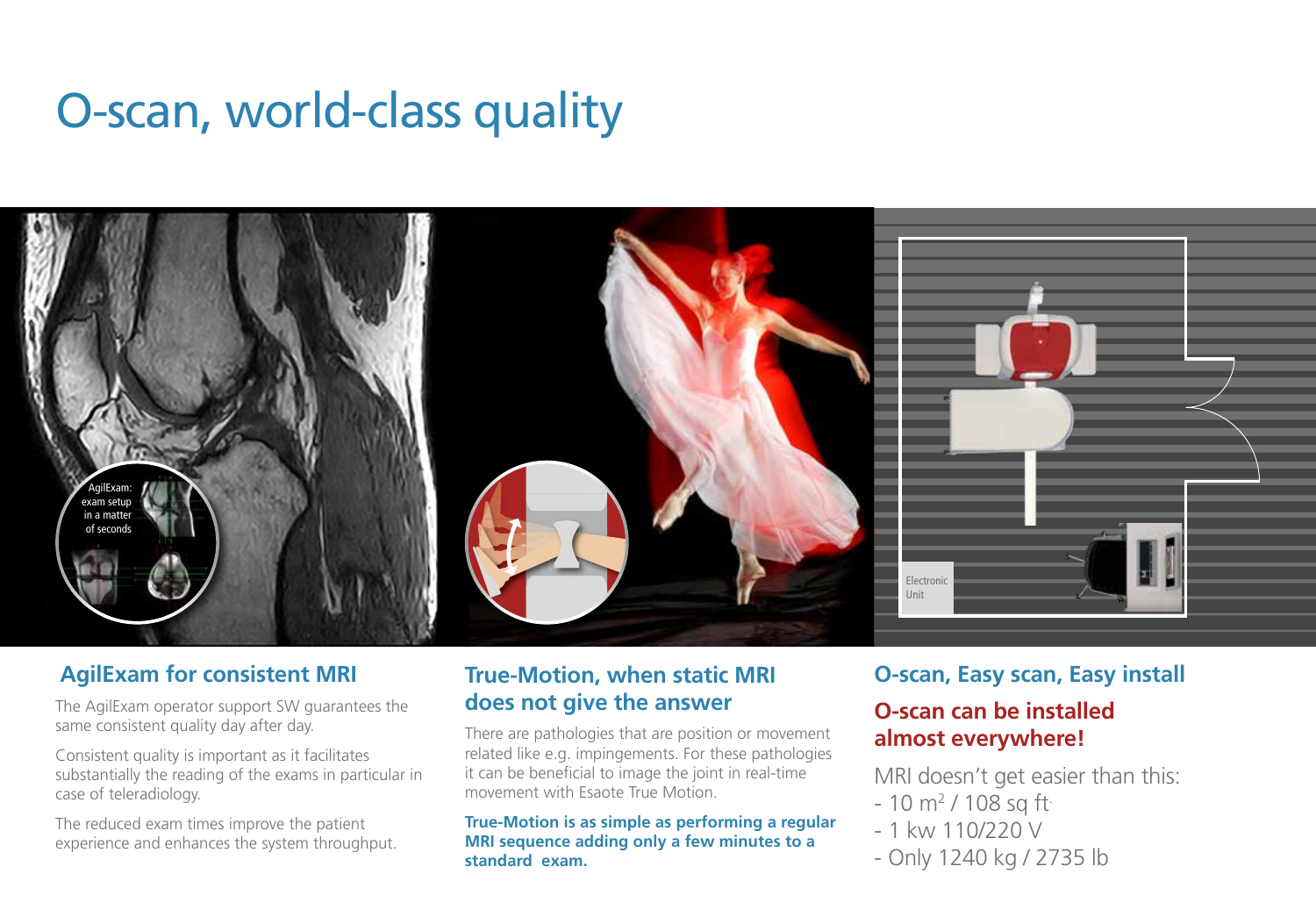# O-scan, world-class quality

AgilExam: exam setup in a matter of seconds

Electronic Unit

## AgilExam for consistent MRI

The AgilExam operator support SW guarantees the same consistent quality day after day.

Consistent quality is important as it facilitates substantially the reading of the exams in particular in case of teleradiology.

The reduced exam times improve the patient experience and enhances the system throughput.

## True-Motion, when static MRI does not give the answer

There are pathologies that are position or movement related like e.g. impingements. For these pathologies it can be beneficial to image the joint in real-time movement with Esaote True Motion.

**True-Motion is as simple as performing a regular MRI sequence adding only a few minutes to a standard exam.**

## O-scan, Easy scan, Easy install

### O-scan can be installed almost everywhere!

MRI doesn't get easier than this:

- 10 m$^2$ / 108 sq ft.
- 1 kw 110/220 V
- Only 1240 kg / 2735 lb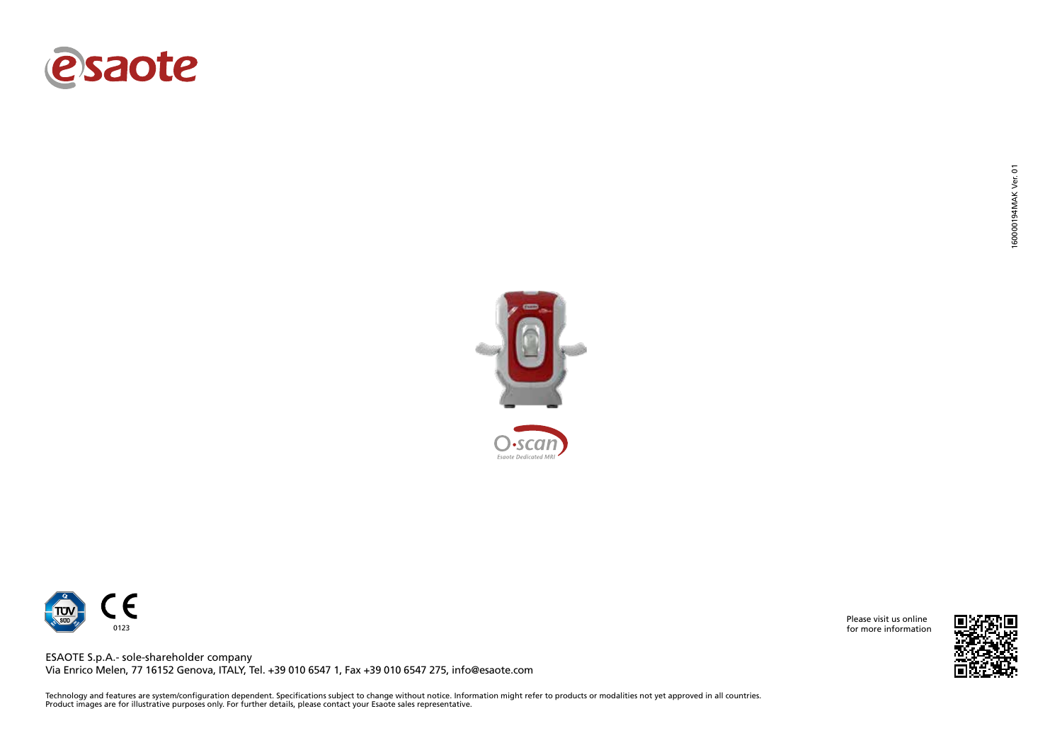esaote

160000194MAK Ver. 01

O·scan

*Esaote Dedicated MRI*

0123

Please visit us online
for more information

ESAOTE S.p.A.- sole-shareholder company
Via Enrico Melen, 77 16152 Genova, ITALY, Tel. +39 010 6547 1, Fax +39 010 6547 275, info@esaote.com

Technology and features are system/configuration dependent. Specifications subject to change without notice. Information might refer to products or modalities not yet approved in all countries.
Product images are for illustrative purposes only. For further details, please contact your Esaote sales representative.